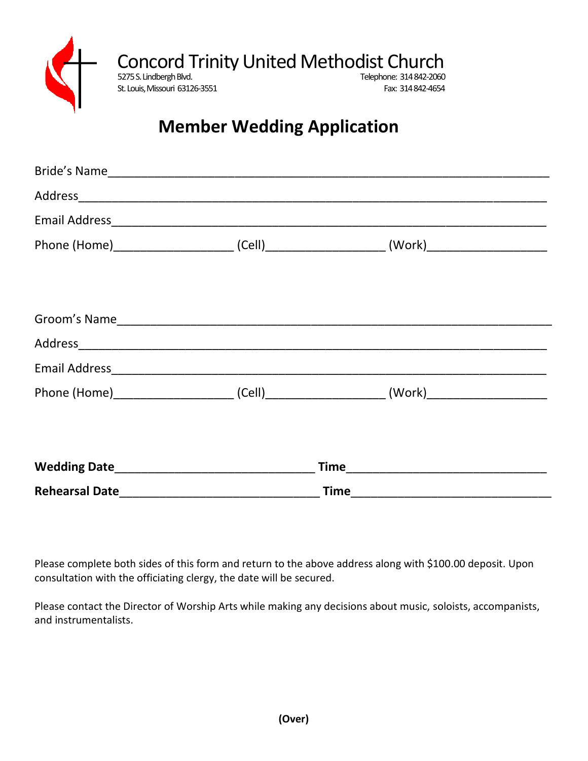# Concord Trinity United Methodist Church

5275 S. Lindbergh Blvd.
St. Louis, Missouri 63126-3551

Telephone: 314 842-2060
Fax: 314 842-4654

## Member Wedding Application

Bride's Name_______________________________________________

Address___________________________________________________

Email Address______________________________________________

Phone (Home)_________________ (Cell)_________________ (Work)_________________

Groom's Name______________________________________________

Address___________________________________________________

Email Address______________________________________________

Phone (Home)_________________ (Cell)_________________ (Work)_________________

**Wedding Date**_____________________________ **Time**_____________________________

**Rehearsal Date**_____________________________ **Time**_____________________________

Please complete both sides of this form and return to the above address along with $100.00 deposit. Upon consultation with the officiating clergy, the date will be secured.

Please contact the Director of Worship Arts while making any decisions about music, soloists, accompanists, and instrumentalists.

**(Over)**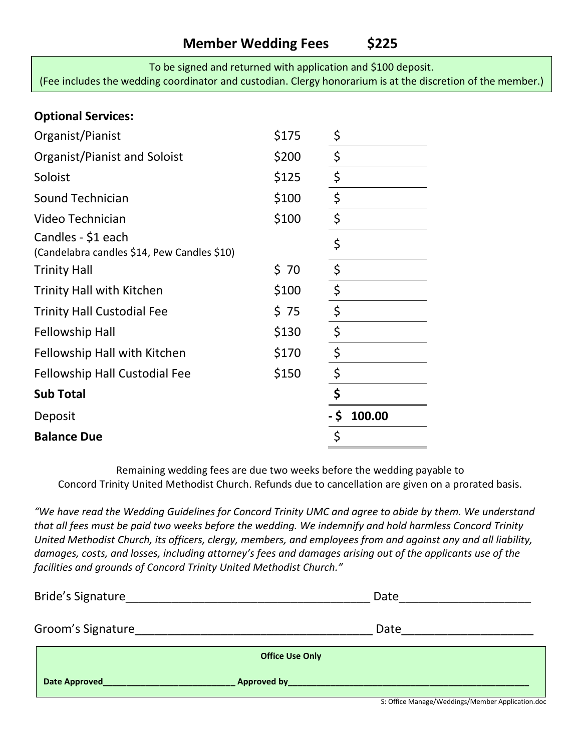## Member Wedding Fees $225

To be signed and returned with application and $100 deposit.
(Fee includes the wedding coordinator and custodian. Clergy honorarium is at the discretion of the member.)

| | | |
|---|---|---|
| **Optional Services:** | | |
| Organist/Pianist | $175 | $ |
| Organist/Pianist and Soloist | $200 | $ |
| Soloist | $125 | $ |
| Sound Technician | $100 | $ |
| Video Technician | $100 | $ |
| Candles - $1 each (Candelabra candles $14, Pew Candles $10) | | $ |
| Trinity Hall | $ 70 | $ |
| Trinity Hall with Kitchen | $100 | $ |
| Trinity Hall Custodial Fee | $ 75 | $ |
| Fellowship Hall | $130 | $ |
| Fellowship Hall with Kitchen | $170 | $ |
| Fellowship Hall Custodial Fee | $150 | $ |
| **Sub Total** | | **$** |
| Deposit | | **- $ 100.00** |
| **Balance Due** | | $ |

Remaining wedding fees are due two weeks before the wedding payable to Concord Trinity United Methodist Church. Refunds due to cancellation are given on a prorated basis.

*"We have read the Wedding Guidelines for Concord Trinity UMC and agree to abide by them. We understand that all fees must be paid two weeks before the wedding. We indemnify and hold harmless Concord Trinity United Methodist Church, its officers, clergy, members, and employees from and against any and all liability, damages, costs, and losses, including attorney's fees and damages arising out of the applicants use of the facilities and grounds of Concord Trinity United Methodist Church."*

Bride's Signature_____________________________________ Date____________________

Groom's Signature_____________________________________ Date____________________

**Office Use Only**

**Date Approved**___________________________ **Approved by**__________________________________________________

S: Office Manage/Weddings/Member Application.doc